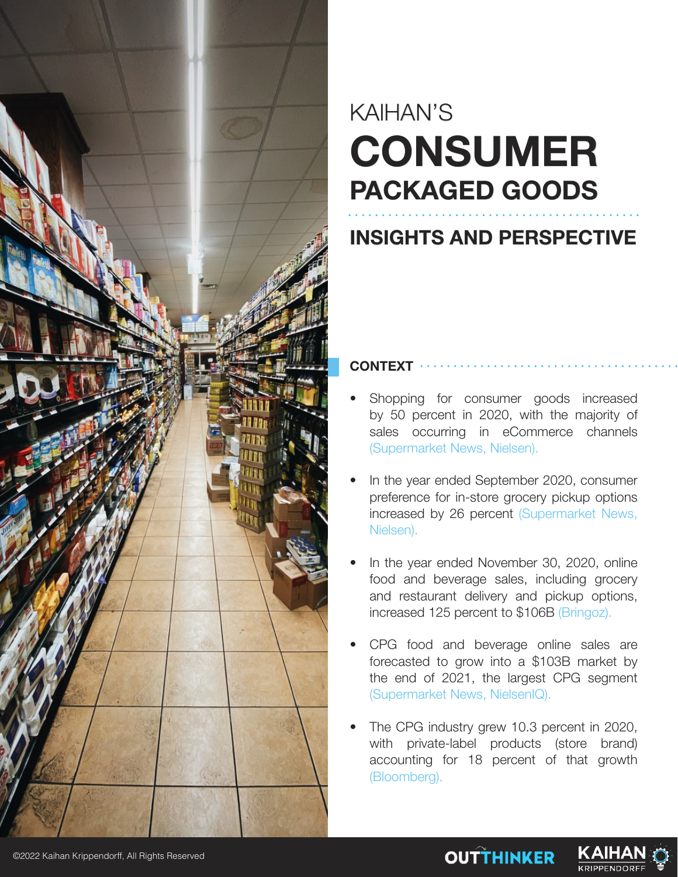KAIHAN'S

# CONSUMER PACKAGED GOODS

## INSIGHTS AND PERSPECTIVE

### CONTEXT

- Shopping for consumer goods increased by 50 percent in 2020, with the majority of sales occurring in eCommerce channels (Supermarket News, Nielsen).
- In the year ended September 2020, consumer preference for in-store grocery pickup options increased by 26 percent (Supermarket News, Nielsen).
- In the year ended November 30, 2020, online food and beverage sales, including grocery and restaurant delivery and pickup options, increased 125 percent to $106B (Bringoz).
- CPG food and beverage online sales are forecasted to grow into a $103B market by the end of 2021, the largest CPG segment (Supermarket News, NielsenIQ).
- The CPG industry grew 10.3 percent in 2020, with private-label products (store brand) accounting for 18 percent of that growth (Bloomberg).

©2022 Kaihan Krippendorff, All Rights Reserved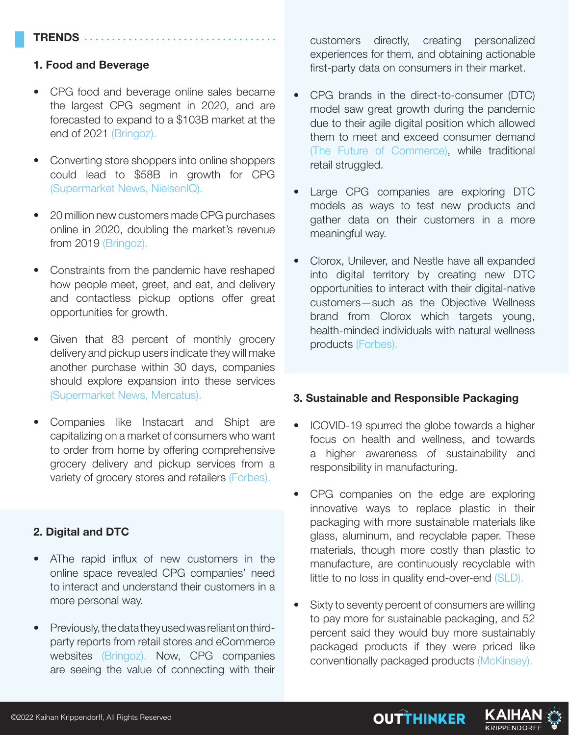## TRENDS

### 1. Food and Beverage

- CPG food and beverage online sales became the largest CPG segment in 2020, and are forecasted to expand to a $103B market at the end of 2021 (Bringoz).
- Converting store shoppers into online shoppers could lead to $58B in growth for CPG (Supermarket News, NielsenIQ).
- 20 million new customers made CPG purchases online in 2020, doubling the market's revenue from 2019 (Bringoz).
- Constraints from the pandemic have reshaped how people meet, greet, and eat, and delivery and contactless pickup options offer great opportunities for growth.
- Given that 83 percent of monthly grocery delivery and pickup users indicate they will make another purchase within 30 days, companies should explore expansion into these services (Supermarket News, Mercatus).
- Companies like Instacart and Shipt are capitalizing on a market of consumers who want to order from home by offering comprehensive grocery delivery and pickup services from a variety of grocery stores and retailers (Forbes).

### 2. Digital and DTC

- AThe rapid influx of new customers in the online space revealed CPG companies' need to interact and understand their customers in a more personal way.
- Previously, the data they used was reliant on third-party reports from retail stores and eCommerce websites (Bringoz). Now, CPG companies are seeing the value of connecting with their customers directly, creating personalized experiences for them, and obtaining actionable first-party data on consumers in their market.
- CPG brands in the direct-to-consumer (DTC) model saw great growth during the pandemic due to their agile digital position which allowed them to meet and exceed consumer demand (The Future of Commerce), while traditional retail struggled.
- Large CPG companies are exploring DTC models as ways to test new products and gather data on their customers in a more meaningful way.
- Clorox, Unilever, and Nestle have all expanded into digital territory by creating new DTC opportunities to interact with their digital-native customers—such as the Objective Wellness brand from Clorox which targets young, health-minded individuals with natural wellness products (Forbes).

### 3. Sustainable and Responsible Packaging

- ICOVID-19 spurred the globe towards a higher focus on health and wellness, and towards a higher awareness of sustainability and responsibility in manufacturing.
- CPG companies on the edge are exploring innovative ways to replace plastic in their packaging with more sustainable materials like glass, aluminum, and recyclable paper. These materials, though more costly than plastic to manufacture, are continuously recyclable with little to no loss in quality end-over-end (SLD).
- Sixty to seventy percent of consumers are willing to pay more for sustainable packaging, and 52 percent said they would buy more sustainably packaged products if they were priced like conventionally packaged products (McKinsey).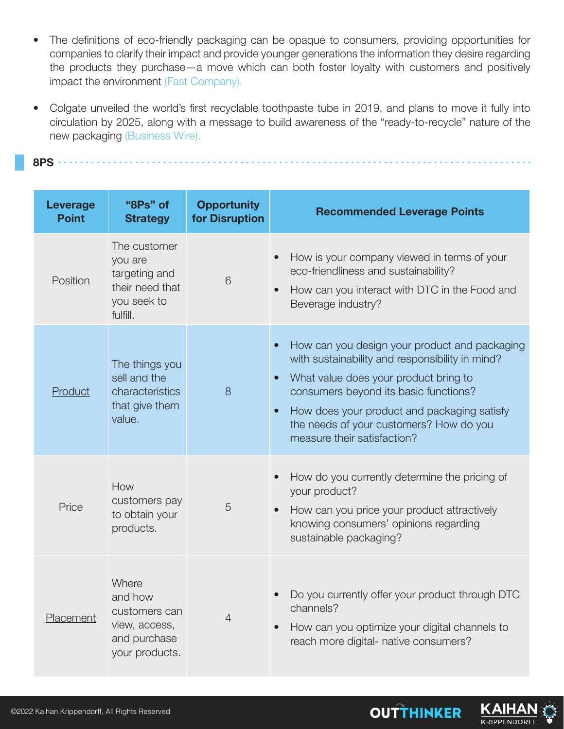- The definitions of eco-friendly packaging can be opaque to consumers, providing opportunities for companies to clarify their impact and provide younger generations the information they desire regarding the products they purchase—a move which can both foster loyalty with customers and positively impact the environment (Fast Company).
- Colgate unveiled the world's first recyclable toothpaste tube in 2019, and plans to move it fully into circulation by 2025, along with a message to build awareness of the "ready-to-recycle" nature of the new packaging (Business Wire).

## 8PS

| Leverage Point | "8Ps" of Strategy | Opportunity for Disruption | Recommended Leverage Points |
|---|---|---|---|
| Position | The customer you are targeting and their need that you seek to fulfill. | 6 | • How is your company viewed in terms of your eco-friendliness and sustainability?<br>• How can you interact with DTC in the Food and Beverage industry? |
| Product | The things you sell and the characteristics that give them value. | 8 | • How can you design your product and packaging with sustainability and responsibility in mind?<br>• What value does your product bring to consumers beyond its basic functions?<br>• How does your product and packaging satisfy the needs of your customers? How do you measure their satisfaction? |
| Price | How customers pay to obtain your products. | 5 | • How do you currently determine the pricing of your product?<br>• How can you price your product attractively knowing consumers' opinions regarding sustainable packaging? |
| Placement | Where and how customers can view, access, and purchase your products. | 4 | • Do you currently offer your product through DTC channels?<br>• How can you optimize your digital channels to reach more digital- native consumers? |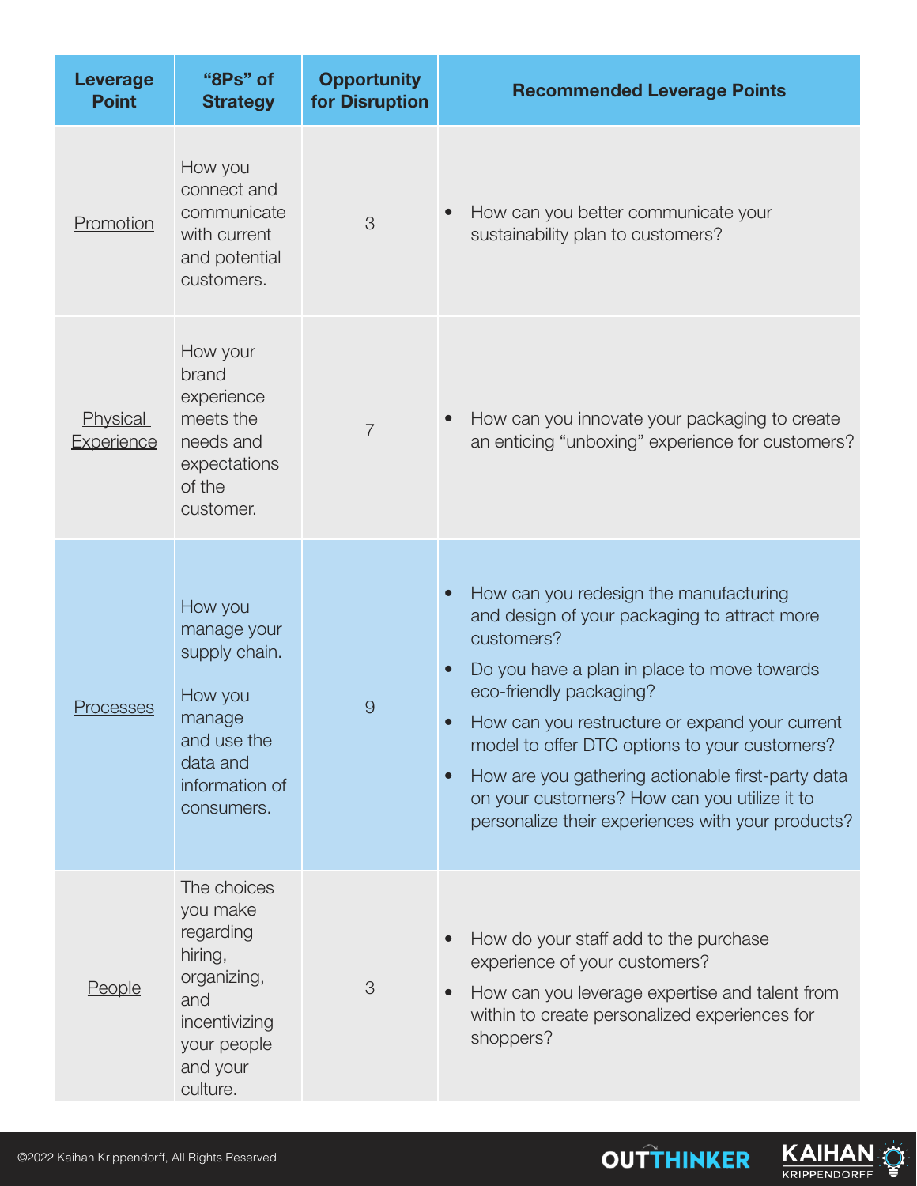| Leverage Point | "8Ps" of Strategy | Opportunity for Disruption | Recommended Leverage Points |
|---|---|---|---|
| Promotion | How you connect and communicate with current and potential customers. | 3 | • How can you better communicate your sustainability plan to customers? |
| Physical Experience | How your brand experience meets the needs and expectations of the customer. | 7 | • How can you innovate your packaging to create an enticing "unboxing" experience for customers? |
| Processes | How you manage your supply chain.<br><br>How you manage and use the data and information of consumers. | 9 | • How can you redesign the manufacturing and design of your packaging to attract more customers?<br>• Do you have a plan in place to move towards eco-friendly packaging?<br>• How can you restructure or expand your current model to offer DTC options to your customers?<br>• How are you gathering actionable first-party data on your customers? How can you utilize it to personalize their experiences with your products? |
| People | The choices you make regarding hiring, organizing, and incentivizing your people and your culture. | 3 | • How do your staff add to the purchase experience of your customers?<br>• How can you leverage expertise and talent from within to create personalized experiences for shoppers? |

©2022 Kaihan Krippendorff, All Rights Reserved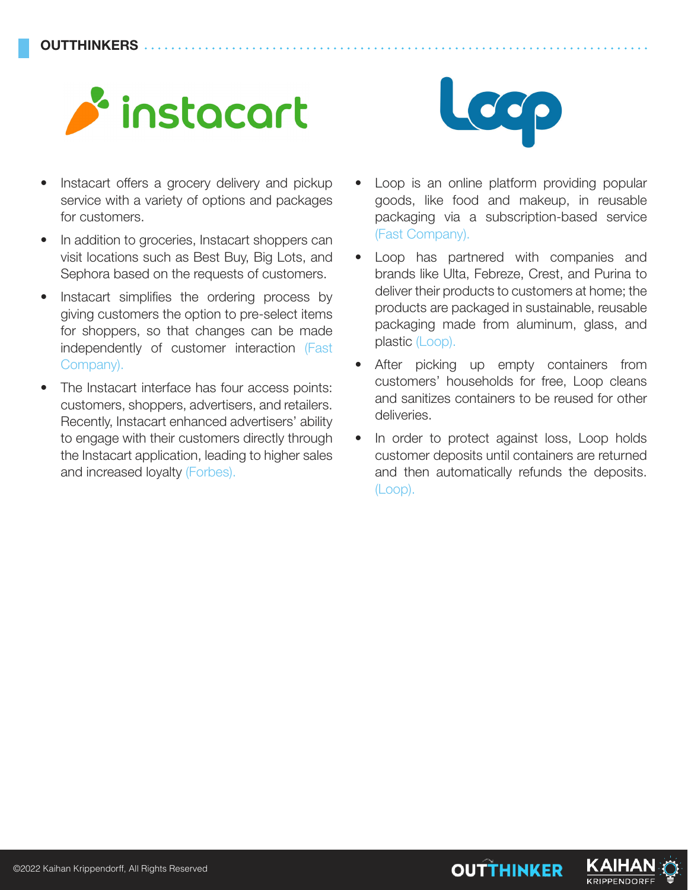## Instacart

- Instacart offers a grocery delivery and pickup service with a variety of options and packages for customers.
- In addition to groceries, Instacart shoppers can visit locations such as Best Buy, Big Lots, and Sephora based on the requests of customers.
- Instacart simplifies the ordering process by giving customers the option to pre-select items for shoppers, so that changes can be made independently of customer interaction (Fast Company).
- The Instacart interface has four access points: customers, shoppers, advertisers, and retailers. Recently, Instacart enhanced advertisers' ability to engage with their customers directly through the Instacart application, leading to higher sales and increased loyalty (Forbes).

## Loop

- Loop is an online platform providing popular goods, like food and makeup, in reusable packaging via a subscription-based service (Fast Company).
- Loop has partnered with companies and brands like Ulta, Febreze, Crest, and Purina to deliver their products to customers at home; the products are packaged in sustainable, reusable packaging made from aluminum, glass, and plastic (Loop).
- After picking up empty containers from customers' households for free, Loop cleans and sanitizes containers to be reused for other deliveries.
- In order to protect against loss, Loop holds customer deposits until containers are returned and then automatically refunds the deposits. (Loop).